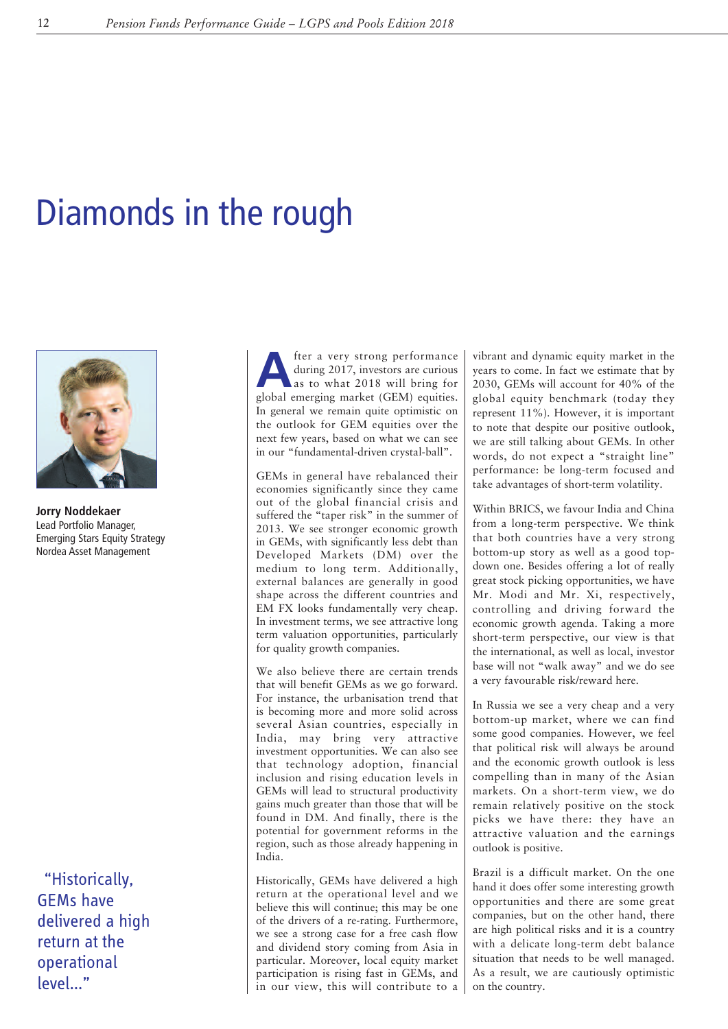# Diamonds in the rough

**Jorry Noddekaer**
Lead Portfolio Manager,
Emerging Stars Equity Strategy
Nordea Asset Management

> "Historically, GEMs have delivered a high return at the operational level..."

After a very strong performance during 2017, investors are curious as to what 2018 will bring for global emerging market (GEM) equities. In general we remain quite optimistic on the outlook for GEM equities over the next few years, based on what we can see in our "fundamental-driven crystal-ball".

GEMs in general have rebalanced their economies significantly since they came out of the global financial crisis and suffered the "taper risk" in the summer of 2013. We see stronger economic growth in GEMs, with significantly less debt than Developed Markets (DM) over the medium to long term. Additionally, external balances are generally in good shape across the different countries and EM FX looks fundamentally very cheap. In investment terms, we see attractive long term valuation opportunities, particularly for quality growth companies.

We also believe there are certain trends that will benefit GEMs as we go forward. For instance, the urbanisation trend that is becoming more and more solid across several Asian countries, especially in India, may bring very attractive investment opportunities. We can also see that technology adoption, financial inclusion and rising education levels in GEMs will lead to structural productivity gains much greater than those that will be found in DM. And finally, there is the potential for government reforms in the region, such as those already happening in India.

Historically, GEMs have delivered a high return at the operational level and we believe this will continue; this may be one of the drivers of a re-rating. Furthermore, we see a strong case for a free cash flow and dividend story coming from Asia in particular. Moreover, local equity market participation is rising fast in GEMs, and in our view, this will contribute to a vibrant and dynamic equity market in the years to come. In fact we estimate that by 2030, GEMs will account for 40% of the global equity benchmark (today they represent 11%). However, it is important to note that despite our positive outlook, we are still talking about GEMs. In other words, do not expect a "straight line" performance: be long-term focused and take advantages of short-term volatility.

Within BRICS, we favour India and China from a long-term perspective. We think that both countries have a very strong bottom-up story as well as a good top-down one. Besides offering a lot of really great stock picking opportunities, we have Mr. Modi and Mr. Xi, respectively, controlling and driving forward the economic growth agenda. Taking a more short-term perspective, our view is that the international, as well as local, investor base will not "walk away" and we do see a very favourable risk/reward here.

In Russia we see a very cheap and a very bottom-up market, where we can find some good companies. However, we feel that political risk will always be around and the economic growth outlook is less compelling than in many of the Asian markets. On a short-term view, we do remain relatively positive on the stock picks we have there: they have an attractive valuation and the earnings outlook is positive.

Brazil is a difficult market. On the one hand it does offer some interesting growth opportunities and there are some great companies, but on the other hand, there are high political risks and it is a country with a delicate long-term debt balance situation that needs to be well managed. As a result, we are cautiously optimistic on the country.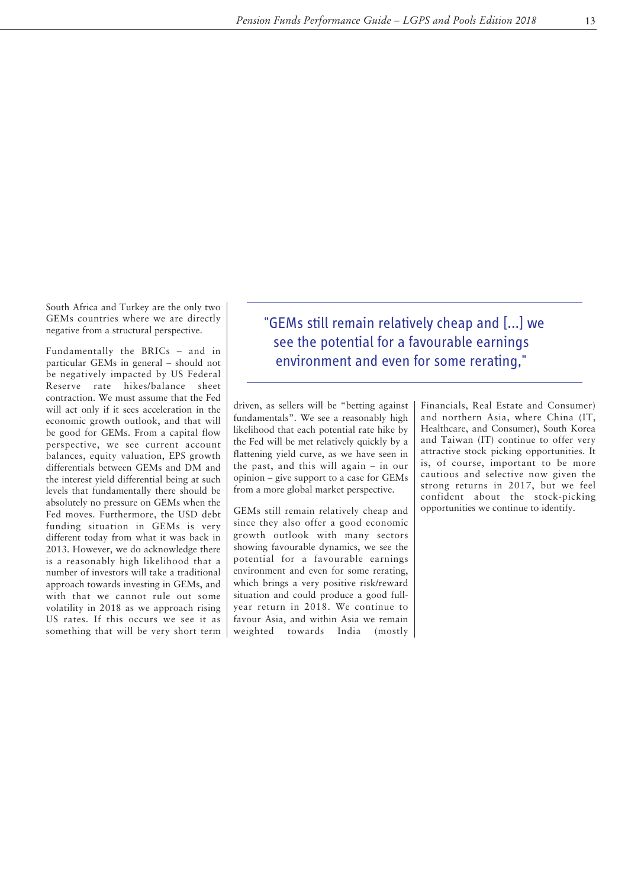South Africa and Turkey are the only two GEMs countries where we are directly negative from a structural perspective.

Fundamentally the BRICs – and in particular GEMs in general – should not be negatively impacted by US Federal Reserve rate hikes/balance sheet contraction. We must assume that the Fed will act only if it sees acceleration in the economic growth outlook, and that will be good for GEMs. From a capital flow perspective, we see current account balances, equity valuation, EPS growth differentials between GEMs and DM and the interest yield differential being at such levels that fundamentally there should be absolutely no pressure on GEMs when the Fed moves. Furthermore, the USD debt funding situation in GEMs is very different today from what it was back in 2013. However, we do acknowledge there is a reasonably high likelihood that a number of investors will take a traditional approach towards investing in GEMs, and with that we cannot rule out some volatility in 2018 as we approach rising US rates. If this occurs we see it as something that will be very short term driven, as sellers will be "betting against fundamentals". We see a reasonably high likelihood that each potential rate hike by the Fed will be met relatively quickly by a flattening yield curve, as we have seen in the past, and this will again – in our opinion – give support to a case for GEMs from a more global market perspective.

> "GEMs still remain relatively cheap and [...] we see the potential for a favourable earnings environment and even for some rerating,"

GEMs still remain relatively cheap and since they also offer a good economic growth outlook with many sectors showing favourable dynamics, we see the potential for a favourable earnings environment and even for some rerating, which brings a very positive risk/reward situation and could produce a good full-year return in 2018. We continue to favour Asia, and within Asia we remain weighted towards India (mostly Financials, Real Estate and Consumer) and northern Asia, where China (IT, Healthcare, and Consumer), South Korea and Taiwan (IT) continue to offer very attractive stock picking opportunities. It is, of course, important to be more cautious and selective now given the strong returns in 2017, but we feel confident about the stock-picking opportunities we continue to identify.